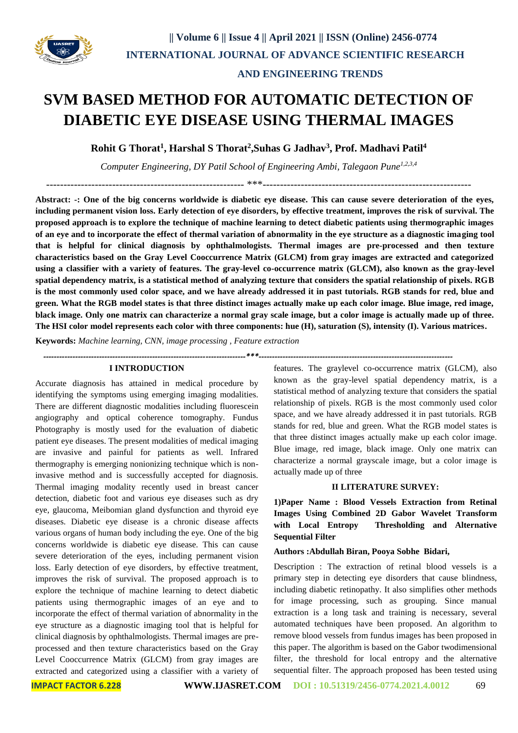# SVM BASED METHOD FOR AUTOMATIC DETECTION OF DIABETIC EYE DISEASE USING THERMAL IMAGES

**Rohit G Thorat[1], Harshal S Thorat[2], Suhas G Jadhav[3], Prof. Madhavi Patil[4]**

*Computer Engineering, DY Patil School of Engineering Ambi, Talegaon Pune[1,2,3,4]*

---

**Abstract: -: One of the big concerns worldwide is diabetic eye disease. This can cause severe deterioration of the eyes, including permanent vision loss. Early detection of eye disorders, by effective treatment, improves the risk of survival. The proposed approach is to explore the technique of machine learning to detect diabetic patients using thermographic images of an eye and to incorporate the effect of thermal variation of abnormality in the eye structure as a diagnostic imaging tool that is helpful for clinical diagnosis by ophthalmologists. Thermal images are pre-processed and then texture characteristics based on the Gray Level Cooccurrence Matrix (GLCM) from gray images are extracted and categorized using a classifier with a variety of features. The gray-level co-occurrence matrix (GLCM), also known as the gray-level spatial dependency matrix, is a statistical method of analyzing texture that considers the spatial relationship of pixels. RGB is the most commonly used color space, and we have already addressed it in past tutorials. RGB stands for red, blue and green. What the RGB model states is that three distinct images actually make up each color image. Blue image, red image, black image. Only one matrix can characterize a normal gray scale image, but a color image is actually made up of three. The HSI color model represents each color with three components: hue (H), saturation (S), intensity (I). Various matrices.**

**Keywords:** *Machine learning, CNN, image processing , Feature extraction*

---

## I INTRODUCTION

Accurate diagnosis has attained in medical procedure by identifying the symptoms using emerging imaging modalities. There are different diagnostic modalities including fluorescein angiography and optical coherence tomography. Fundus Photography is mostly used for the evaluation of diabetic patient eye diseases. The present modalities of medical imaging are invasive and painful for patients as well. Infrared thermography is emerging nonionizing technique which is non-invasive method and is successfully accepted for diagnosis. Thermal imaging modality recently used in breast cancer detection, diabetic foot and various eye diseases such as dry eye, glaucoma, Meibomian gland dysfunction and thyroid eye diseases. Diabetic eye disease is a chronic disease affects various organs of human body including the eye. One of the big concerns worldwide is diabetic eye disease. This can cause severe deterioration of the eyes, including permanent vision loss. Early detection of eye disorders, by effective treatment, improves the risk of survival. The proposed approach is to explore the technique of machine learning to detect diabetic patients using thermographic images of an eye and to incorporate the effect of thermal variation of abnormality in the eye structure as a diagnostic imaging tool that is helpful for clinical diagnosis by ophthalmologists. Thermal images are pre-processed and then texture characteristics based on the Gray Level Cooccurrence Matrix (GLCM) from gray images are extracted and categorized using a classifier with a variety of features. The graylevel co-occurrence matrix (GLCM), also known as the gray-level spatial dependency matrix, is a statistical method of analyzing texture that considers the spatial relationship of pixels. RGB is the most commonly used color space, and we have already addressed it in past tutorials. RGB stands for red, blue and green. What the RGB model states is that three distinct images actually make up each color image. Blue image, red image, black image. Only one matrix can characterize a normal grayscale image, but a color image is actually made up of three

## II LITERATURE SURVEY:

**1)Paper Name : Blood Vessels Extraction from Retinal Images Using Combined 2D Gabor Wavelet Transform with Local Entropy Thresholding and Alternative Sequential Filter**

**Authors :Abdullah Biran, Pooya Sobhe Bidari,**

Description : The extraction of retinal blood vessels is a primary step in detecting eye disorders that cause blindness, including diabetic retinopathy. It also simplifies other methods for image processing, such as grouping. Since manual extraction is a long task and training is necessary, several automated techniques have been proposed. An algorithm to remove blood vessels from fundus images has been proposed in this paper. The algorithm is based on the Gabor twodimensional filter, the threshold for local entropy and the alternative sequential filter. The approach proposed has been tested using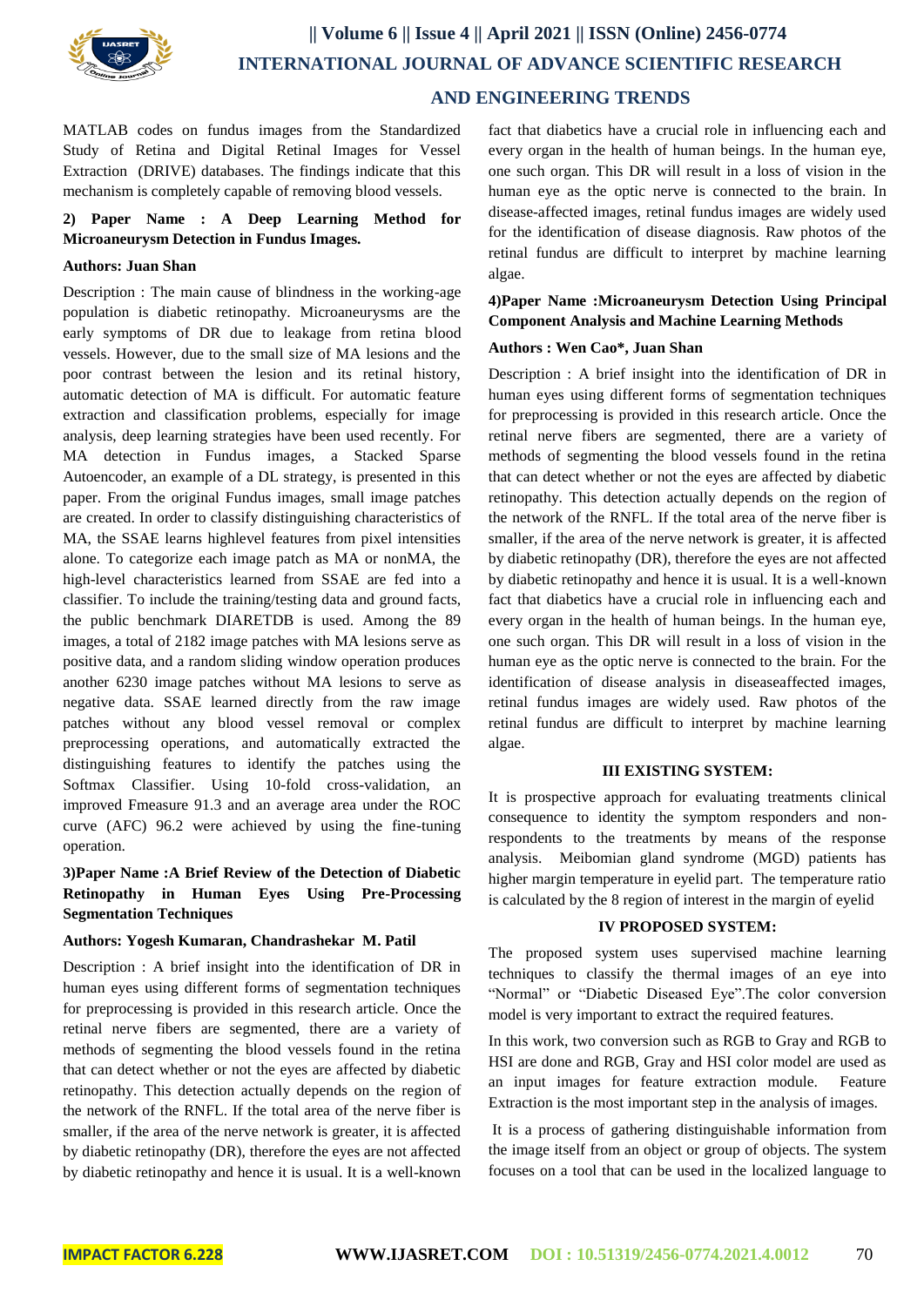MATLAB codes on fundus images from the Standardized Study of Retina and Digital Retinal Images for Vessel Extraction (DRIVE) databases. The findings indicate that this mechanism is completely capable of removing blood vessels.

**2) Paper Name : A Deep Learning Method for Microaneurysm Detection in Fundus Images.**

**Authors: Juan Shan**

Description : The main cause of blindness in the working-age population is diabetic retinopathy. Microaneurysms are the early symptoms of DR due to leakage from retina blood vessels. However, due to the small size of MA lesions and the poor contrast between the lesion and its retinal history, automatic detection of MA is difficult. For automatic feature extraction and classification problems, especially for image analysis, deep learning strategies have been used recently. For MA detection in Fundus images, a Stacked Sparse Autoencoder, an example of a DL strategy, is presented in this paper. From the original Fundus images, small image patches are created. In order to classify distinguishing characteristics of MA, the SSAE learns highlevel features from pixel intensities alone. To categorize each image patch as MA or nonMA, the high-level characteristics learned from SSAE are fed into a classifier. To include the training/testing data and ground facts, the public benchmark DIARETDB is used. Among the 89 images, a total of 2182 image patches with MA lesions serve as positive data, and a random sliding window operation produces another 6230 image patches without MA lesions to serve as negative data. SSAE learned directly from the raw image patches without any blood vessel removal or complex preprocessing operations, and automatically extracted the distinguishing features to identify the patches using the Softmax Classifier. Using 10-fold cross-validation, an improved Fmeasure 91.3 and an average area under the ROC curve (AFC) 96.2 were achieved by using the fine-tuning operation.

**3)Paper Name :A Brief Review of the Detection of Diabetic Retinopathy in Human Eyes Using Pre-Processing Segmentation Techniques**

**Authors: Yogesh Kumaran, Chandrashekar M. Patil**

Description : A brief insight into the identification of DR in human eyes using different forms of segmentation techniques for preprocessing is provided in this research article. Once the retinal nerve fibers are segmented, there are a variety of methods of segmenting the blood vessels found in the retina that can detect whether or not the eyes are affected by diabetic retinopathy. This detection actually depends on the region of the network of the RNFL. If the total area of the nerve fiber is smaller, if the area of the nerve network is greater, it is affected by diabetic retinopathy (DR), therefore the eyes are not affected by diabetic retinopathy and hence it is usual. It is a well-known fact that diabetics have a crucial role in influencing each and every organ in the health of human beings. In the human eye, one such organ. This DR will result in a loss of vision in the human eye as the optic nerve is connected to the brain. In disease-affected images, retinal fundus images are widely used for the identification of disease diagnosis. Raw photos of the retinal fundus are difficult to interpret by machine learning algae.

**4)Paper Name :Microaneurysm Detection Using Principal Component Analysis and Machine Learning Methods**

**Authors : Wen Cao\*, Juan Shan**

Description : A brief insight into the identification of DR in human eyes using different forms of segmentation techniques for preprocessing is provided in this research article. Once the retinal nerve fibers are segmented, there are a variety of methods of segmenting the blood vessels found in the retina that can detect whether or not the eyes are affected by diabetic retinopathy. This detection actually depends on the region of the network of the RNFL. If the total area of the nerve fiber is smaller, if the area of the nerve network is greater, it is affected by diabetic retinopathy (DR), therefore the eyes are not affected by diabetic retinopathy and hence it is usual. It is a well-known fact that diabetics have a crucial role in influencing each and every organ in the health of human beings. In the human eye, one such organ. This DR will result in a loss of vision in the human eye as the optic nerve is connected to the brain. For the identification of disease analysis in diseaseaffected images, retinal fundus images are widely used. Raw photos of the retinal fundus are difficult to interpret by machine learning algae.

## III EXISTING SYSTEM:

It is prospective approach for evaluating treatments clinical consequence to identity the symptom responders and non-respondents to the treatments by means of the response analysis. Meibomian gland syndrome (MGD) patients has higher margin temperature in eyelid part. The temperature ratio is calculated by the 8 region of interest in the margin of eyelid

## IV PROPOSED SYSTEM:

The proposed system uses supervised machine learning techniques to classify the thermal images of an eye into "Normal" or "Diabetic Diseased Eye".The color conversion model is very important to extract the required features.

In this work, two conversion such as RGB to Gray and RGB to HSI are done and RGB, Gray and HSI color model are used as an input images for feature extraction module. Feature Extraction is the most important step in the analysis of images.

It is a process of gathering distinguishable information from the image itself from an object or group of objects. The system focuses on a tool that can be used in the localized language to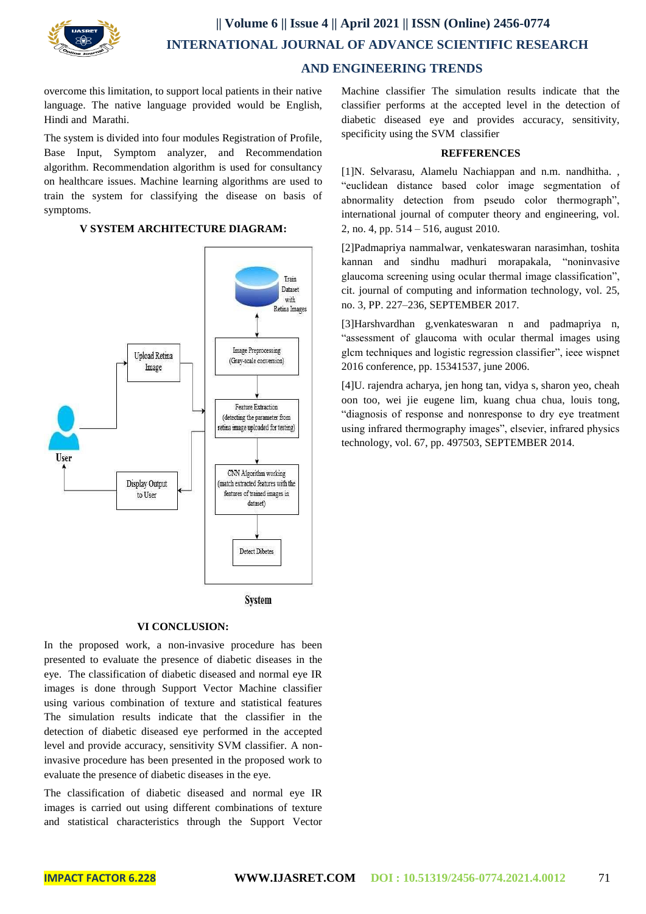overcome this limitation, to support local patients in their native language. The native language provided would be English, Hindi and Marathi.

The system is divided into four modules Registration of Profile, Base Input, Symptom analyzer, and Recommendation algorithm. Recommendation algorithm is used for consultancy on healthcare issues. Machine learning algorithms are used to train the system for classifying the disease on basis of symptoms.

## V SYSTEM ARCHITECTURE DIAGRAM:

Train Dataset with Retina Images

Image Preprocessing (Gray-scale conversion)

Upload Retina Image

Feature Extraction (detecting the parameter from retina image uploaded for testing)

User

CNN Algorithm working (match extracted features with the features of trained images in dataset)

Display Output to User

Detect Dibetes

System

## VI CONCLUSION:

In the proposed work, a non-invasive procedure has been presented to evaluate the presence of diabetic diseases in the eye. The classification of diabetic diseased and normal eye IR images is done through Support Vector Machine classifier using various combination of texture and statistical features The simulation results indicate that the classifier in the detection of diabetic diseased eye performed in the accepted level and provide accuracy, sensitivity SVM classifier. A non-invasive procedure has been presented in the proposed work to evaluate the presence of diabetic diseases in the eye.

The classification of diabetic diseased and normal eye IR images is carried out using different combinations of texture and statistical characteristics through the Support Vector Machine classifier The simulation results indicate that the classifier performs at the accepted level in the detection of diabetic diseased eye and provides accuracy, sensitivity, specificity using the SVM classifier

## REFFERENCES

[1]N. Selvarasu, Alamelu Nachiappan and n.m. nandhitha. , "euclidean distance based color image segmentation of abnormality detection from pseudo color thermograph", international journal of computer theory and engineering, vol. 2, no. 4, pp. 514 – 516, august 2010.

[2]Padmapriya nammalwar, venkateswaran narasimhan, toshita kannan and sindhu madhuri morapakala, "noninvasive glaucoma screening using ocular thermal image classification", cit. journal of computing and information technology, vol. 25, no. 3, PP. 227–236, SEPTEMBER 2017.

[3]Harshvardhan g,venkateswaran n and padmapriya n, "assessment of glaucoma with ocular thermal images using glcm techniques and logistic regression classifier", ieee wispnet 2016 conference, pp. 15341537, june 2006.

[4]U. rajendra acharya, jen hong tan, vidya s, sharon yeo, cheah oon too, wei jie eugene lim, kuang chua chua, louis tong, "diagnosis of response and nonresponse to dry eye treatment using infrared thermography images", elsevier, infrared physics technology, vol. 67, pp. 497503, SEPTEMBER 2014.